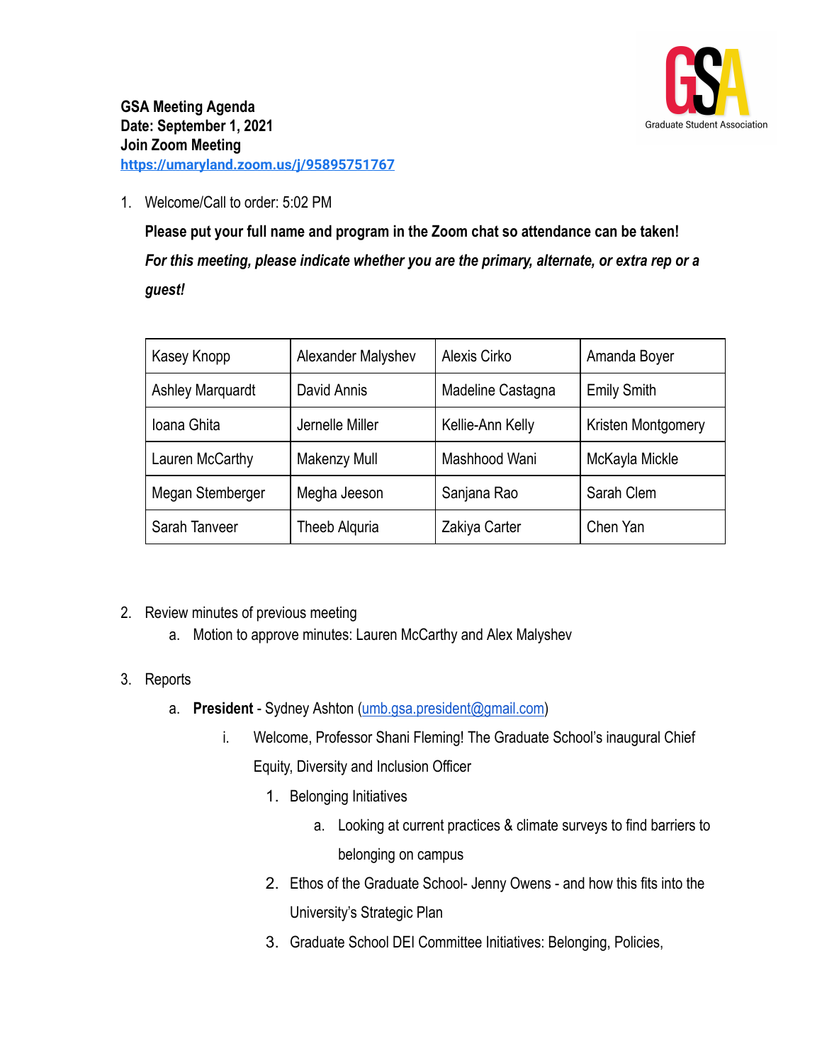**GSA Meeting Agenda**
**Date: September 1, 2021**
**Join Zoom Meeting**
**https://umaryland.zoom.us/j/95895751767**

1. Welcome/Call to order: 5:02 PM

   **Please put your full name and program in the Zoom chat so attendance can be taken!**

   ***For this meeting, please indicate whether you are the primary, alternate, or extra rep or a guest!***

| | | | |
|---|---|---|---|
| Kasey Knopp | Alexander Malyshev | Alexis Cirko | Amanda Boyer |
| Ashley Marquardt | David Annis | Madeline Castagna | Emily Smith |
| Ioana Ghita | Jernelle Miller | Kellie-Ann Kelly | Kristen Montgomery |
| Lauren McCarthy | Makenzy Mull | Mashhood Wani | McKayla Mickle |
| Megan Stemberger | Megha Jeeson | Sanjana Rao | Sarah Clem |
| Sarah Tanveer | Theeb Alquria | Zakiya Carter | Chen Yan |

2. Review minutes of previous meeting
   a. Motion to approve minutes: Lauren McCarthy and Alex Malyshev

3. Reports
   a. **President** - Sydney Ashton (umb.gsa.president@gmail.com)
      i. Welcome, Professor Shani Fleming! The Graduate School's inaugural Chief Equity, Diversity and Inclusion Officer
         1. Belonging Initiatives
            a. Looking at current practices & climate surveys to find barriers to belonging on campus
         2. Ethos of the Graduate School- Jenny Owens - and how this fits into the University's Strategic Plan
         3. Graduate School DEI Committee Initiatives: Belonging, Policies,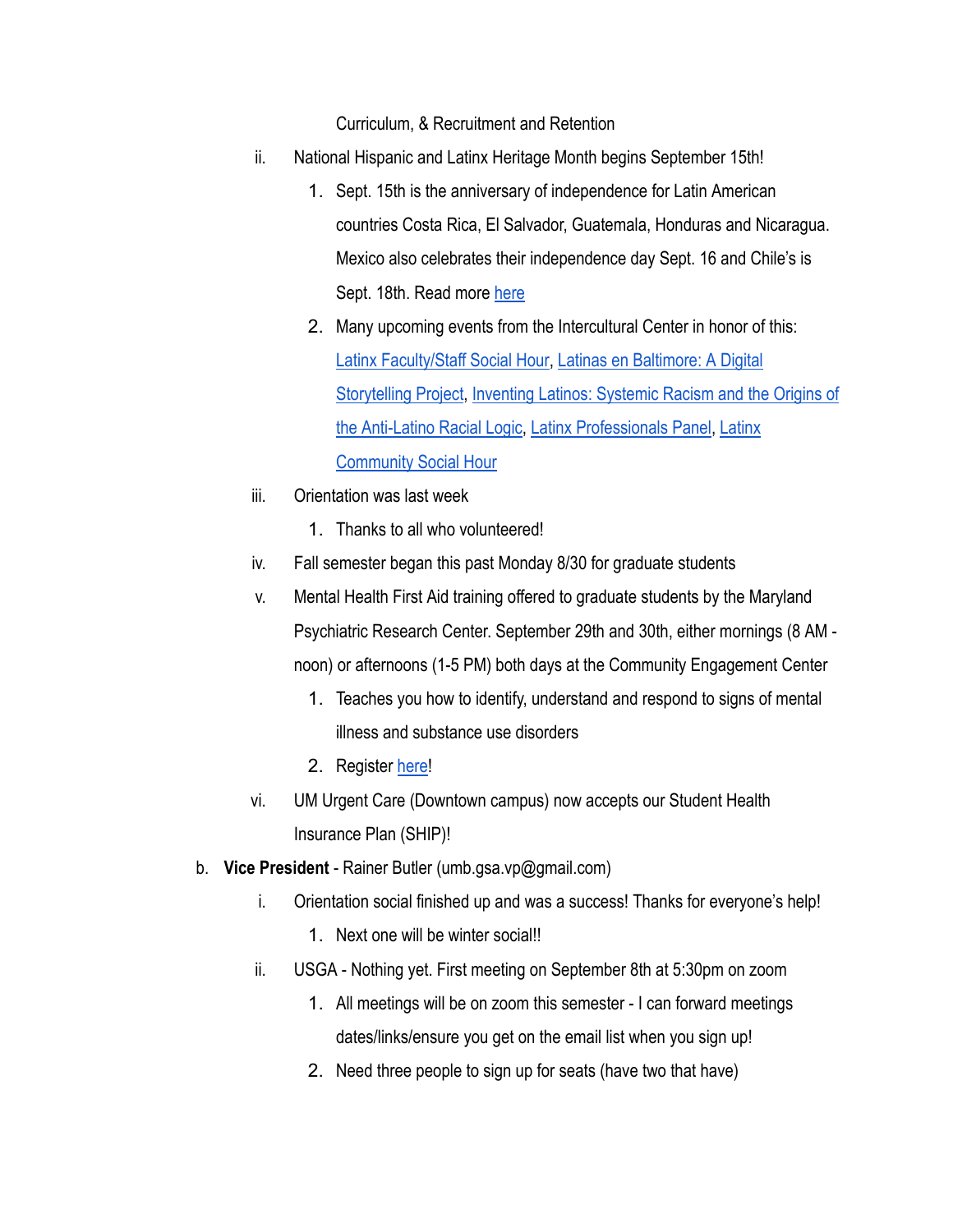Curriculum, & Recruitment and Retention

   ii. National Hispanic and Latinx Heritage Month begins September 15th!
      1. Sept. 15th is the anniversary of independence for Latin American countries Costa Rica, El Salvador, Guatemala, Honduras and Nicaragua. Mexico also celebrates their independence day Sept. 16 and Chile's is Sept. 18th. Read more here
      2. Many upcoming events from the Intercultural Center in honor of this: Latinx Faculty/Staff Social Hour, Latinas en Baltimore: A Digital Storytelling Project, Inventing Latinos: Systemic Racism and the Origins of the Anti-Latino Racial Logic, Latinx Professionals Panel, Latinx Community Social Hour
   iii. Orientation was last week
      1. Thanks to all who volunteered!
   iv. Fall semester began this past Monday 8/30 for graduate students
   v. Mental Health First Aid training offered to graduate students by the Maryland Psychiatric Research Center. September 29th and 30th, either mornings (8 AM - noon) or afternoons (1-5 PM) both days at the Community Engagement Center
      1. Teaches you how to identify, understand and respond to signs of mental illness and substance use disorders
      2. Register here!
   vi. UM Urgent Care (Downtown campus) now accepts our Student Health Insurance Plan (SHIP)!

b. **Vice President** - Rainer Butler (umb.gsa.vp@gmail.com)
   i. Orientation social finished up and was a success! Thanks for everyone's help!
      1. Next one will be winter social!!
   ii. USGA - Nothing yet. First meeting on September 8th at 5:30pm on zoom
      1. All meetings will be on zoom this semester - I can forward meetings dates/links/ensure you get on the email list when you sign up!
      2. Need three people to sign up for seats (have two that have)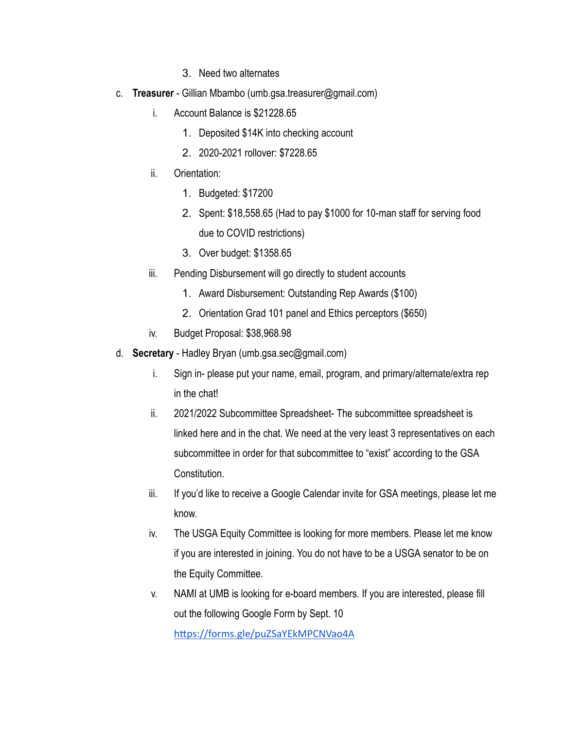3. Need two alternates

c. **Treasurer** - Gillian Mbambo (umb.gsa.treasurer@gmail.com)

   i. Account Balance is $21228.65

      1. Deposited $14K into checking account
      2. 2020-2021 rollover: $7228.65

   ii. Orientation:

      1. Budgeted: $17200
      2. Spent: $18,558.65 (Had to pay $1000 for 10-man staff for serving food due to COVID restrictions)
      3. Over budget: $1358.65

   iii. Pending Disbursement will go directly to student accounts

      1. Award Disbursement: Outstanding Rep Awards ($100)
      2. Orientation Grad 101 panel and Ethics perceptors ($650)

   iv. Budget Proposal: $38,968.98

d. **Secretary** - Hadley Bryan (umb.gsa.sec@gmail.com)

   i. Sign in- please put your name, email, program, and primary/alternate/extra rep in the chat!

   ii. 2021/2022 Subcommittee Spreadsheet- The subcommittee spreadsheet is linked here and in the chat. We need at the very least 3 representatives on each subcommittee in order for that subcommittee to "exist" according to the GSA Constitution.

   iii. If you'd like to receive a Google Calendar invite for GSA meetings, please let me know.

   iv. The USGA Equity Committee is looking for more members. Please let me know if you are interested in joining. You do not have to be a USGA senator to be on the Equity Committee.

   v. NAMI at UMB is looking for e-board members. If you are interested, please fill out the following Google Form by Sept. 10 https://forms.gle/puZSaYEkMPCNVao4A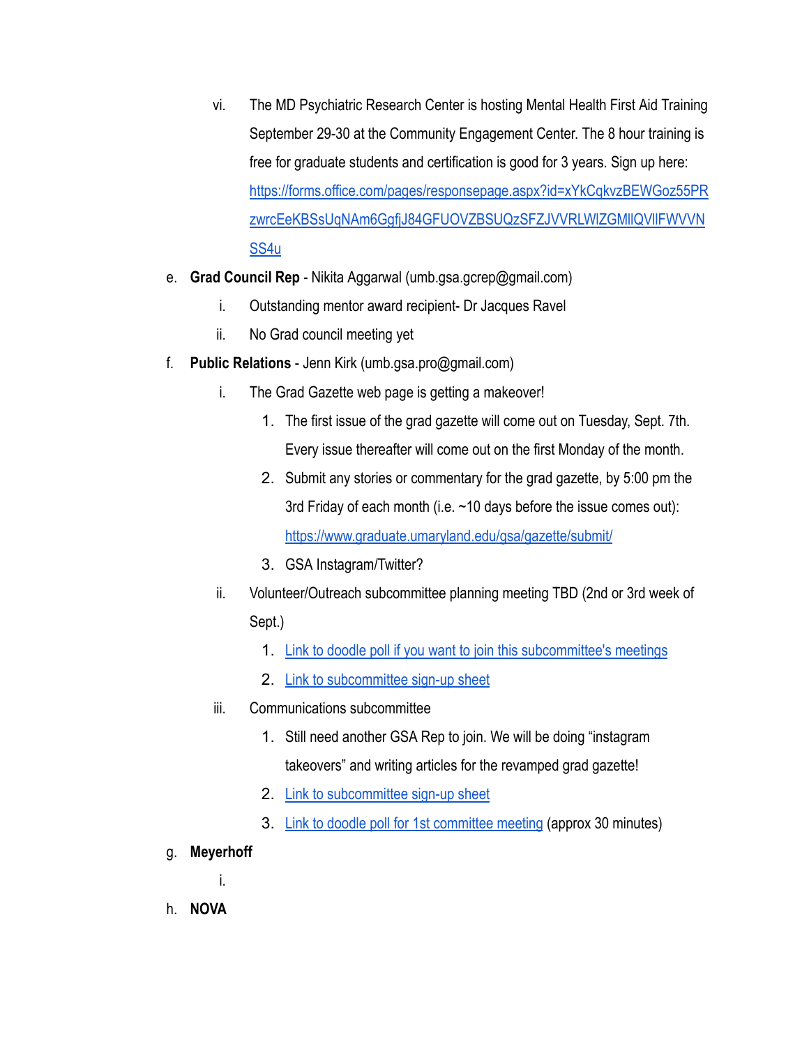vi. The MD Psychiatric Research Center is hosting Mental Health First Aid Training September 29-30 at the Community Engagement Center. The 8 hour training is free for graduate students and certification is good for 3 years. Sign up here: https://forms.office.com/pages/responsepage.aspx?id=xYkCqkvzBEWGoz55PRzwrcEeKBSsUqNAm6GgfjJ84GFUOVZBSUQzSFZJVVRLWlZGMllQVllFWVVNSS4u

e. **Grad Council Rep** - Nikita Aggarwal (umb.gsa.gcrep@gmail.com)
   i. Outstanding mentor award recipient- Dr Jacques Ravel
   ii. No Grad council meeting yet

f. **Public Relations** - Jenn Kirk (umb.gsa.pro@gmail.com)
   i. The Grad Gazette web page is getting a makeover!
      1. The first issue of the grad gazette will come out on Tuesday, Sept. 7th. Every issue thereafter will come out on the first Monday of the month.
      2. Submit any stories or commentary for the grad gazette, by 5:00 pm the 3rd Friday of each month (i.e. ~10 days before the issue comes out): https://www.graduate.umaryland.edu/gsa/gazette/submit/
      3. GSA Instagram/Twitter?
   ii. Volunteer/Outreach subcommittee planning meeting TBD (2nd or 3rd week of Sept.)
      1. Link to doodle poll if you want to join this subcommittee's meetings
      2. Link to subcommittee sign-up sheet
   iii. Communications subcommittee
      1. Still need another GSA Rep to join. We will be doing "instagram takeovers" and writing articles for the revamped grad gazette!
      2. Link to subcommittee sign-up sheet
      3. Link to doodle poll for 1st committee meeting (approx 30 minutes)

g. **Meyerhoff**
   i.

h. **NOVA**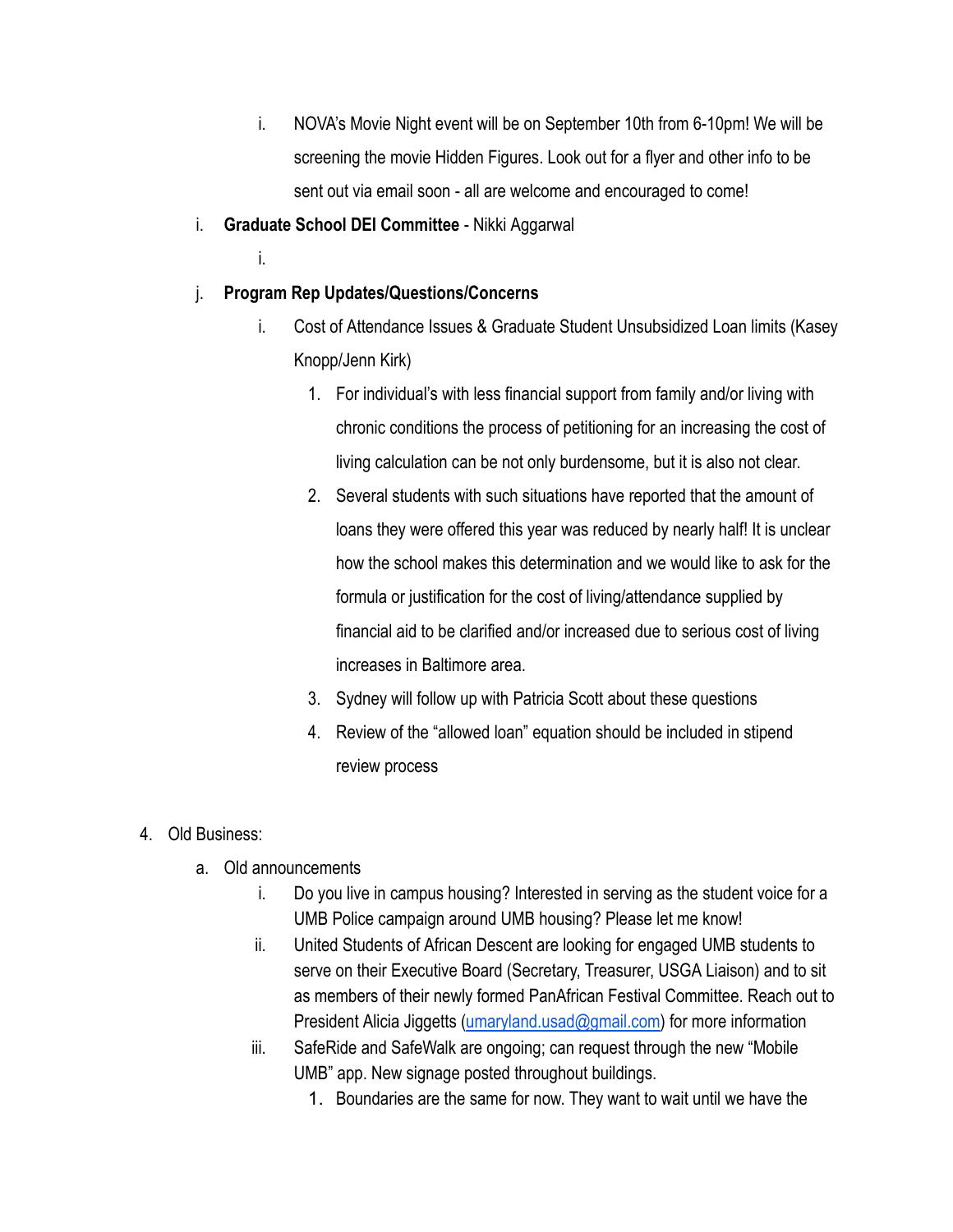i. NOVA's Movie Night event will be on September 10th from 6-10pm! We will be screening the movie Hidden Figures. Look out for a flyer and other info to be sent out via email soon - all are welcome and encouraged to come!

    i. **Graduate School DEI Committee** - Nikki Aggarwal
        i.

    j. **Program Rep Updates/Questions/Concerns**
        i. Cost of Attendance Issues & Graduate Student Unsubsidized Loan limits (Kasey Knopp/Jenn Kirk)
            1. For individual's with less financial support from family and/or living with chronic conditions the process of petitioning for an increasing the cost of living calculation can be not only burdensome, but it is also not clear.
            2. Several students with such situations have reported that the amount of loans they were offered this year was reduced by nearly half! It is unclear how the school makes this determination and we would like to ask for the formula or justification for the cost of living/attendance supplied by financial aid to be clarified and/or increased due to serious cost of living increases in Baltimore area.
            3. Sydney will follow up with Patricia Scott about these questions
            4. Review of the "allowed loan" equation should be included in stipend review process

4. Old Business:
    a. Old announcements
        i. Do you live in campus housing? Interested in serving as the student voice for a UMB Police campaign around UMB housing? Please let me know!
        ii. United Students of African Descent are looking for engaged UMB students to serve on their Executive Board (Secretary, Treasurer, USGA Liaison) and to sit as members of their newly formed PanAfrican Festival Committee. Reach out to President Alicia Jiggetts (umaryland.usad@gmail.com) for more information
        iii. SafeRide and SafeWalk are ongoing; can request through the new "Mobile UMB" app. New signage posted throughout buildings.
            1. Boundaries are the same for now. They want to wait until we have the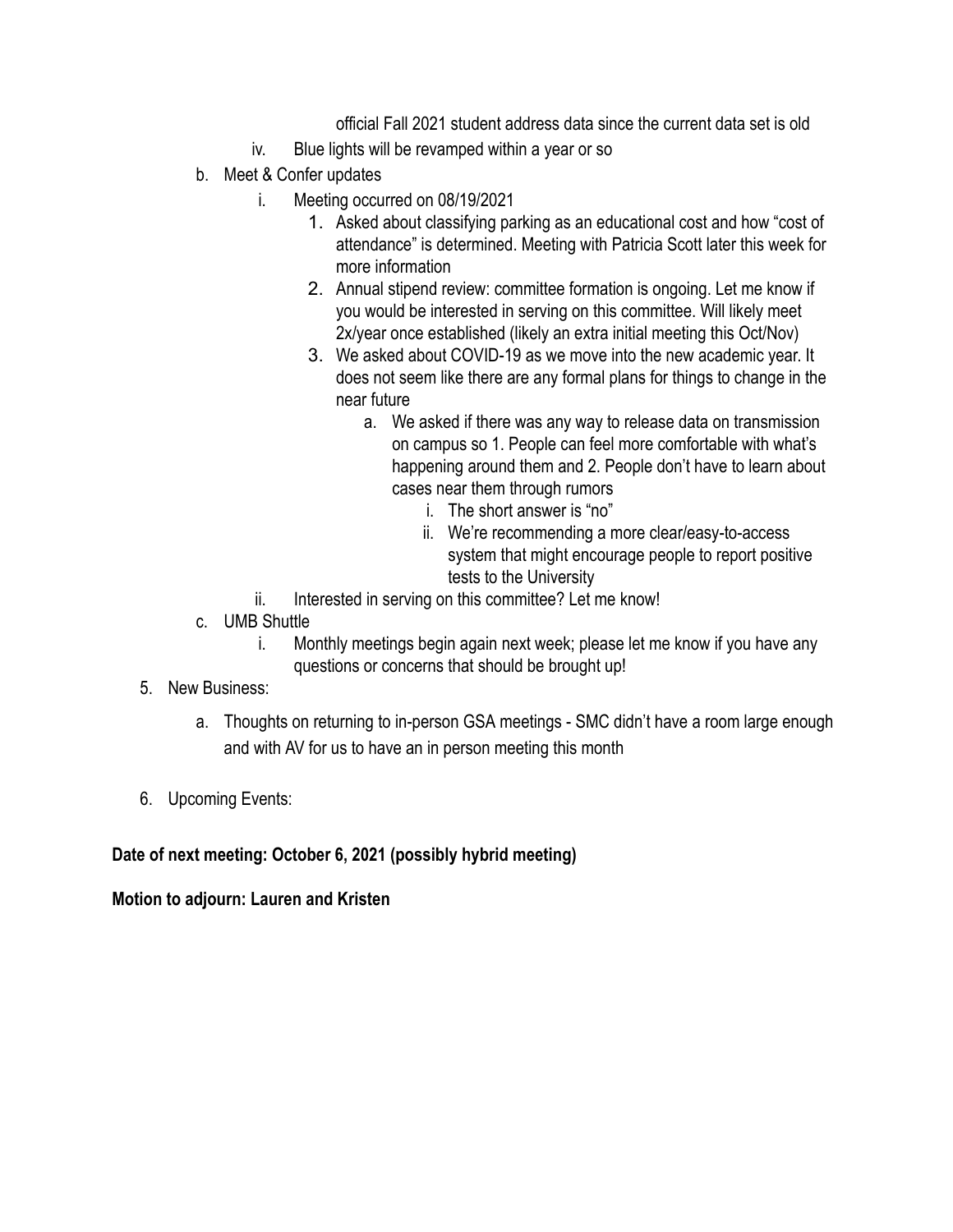official Fall 2021 student address data since the current data set is old

   iv. Blue lights will be revamped within a year or so

b. Meet & Confer updates
   i. Meeting occurred on 08/19/2021
      1. Asked about classifying parking as an educational cost and how "cost of attendance" is determined. Meeting with Patricia Scott later this week for more information
      2. Annual stipend review: committee formation is ongoing. Let me know if you would be interested in serving on this committee. Will likely meet 2x/year once established (likely an extra initial meeting this Oct/Nov)
      3. We asked about COVID-19 as we move into the new academic year. It does not seem like there are any formal plans for things to change in the near future
         a. We asked if there was any way to release data on transmission on campus so 1. People can feel more comfortable with what's happening around them and 2. People don't have to learn about cases near them through rumors
            i. The short answer is "no"
            ii. We're recommending a more clear/easy-to-access system that might encourage people to report positive tests to the University
   ii. Interested in serving on this committee? Let me know!

c. UMB Shuttle
   i. Monthly meetings begin again next week; please let me know if you have any questions or concerns that should be brought up!

5. New Business:
   a. Thoughts on returning to in-person GSA meetings - SMC didn't have a room large enough and with AV for us to have an in person meeting this month

6. Upcoming Events:

**Date of next meeting: October 6, 2021 (possibly hybrid meeting)**

**Motion to adjourn: Lauren and Kristen**